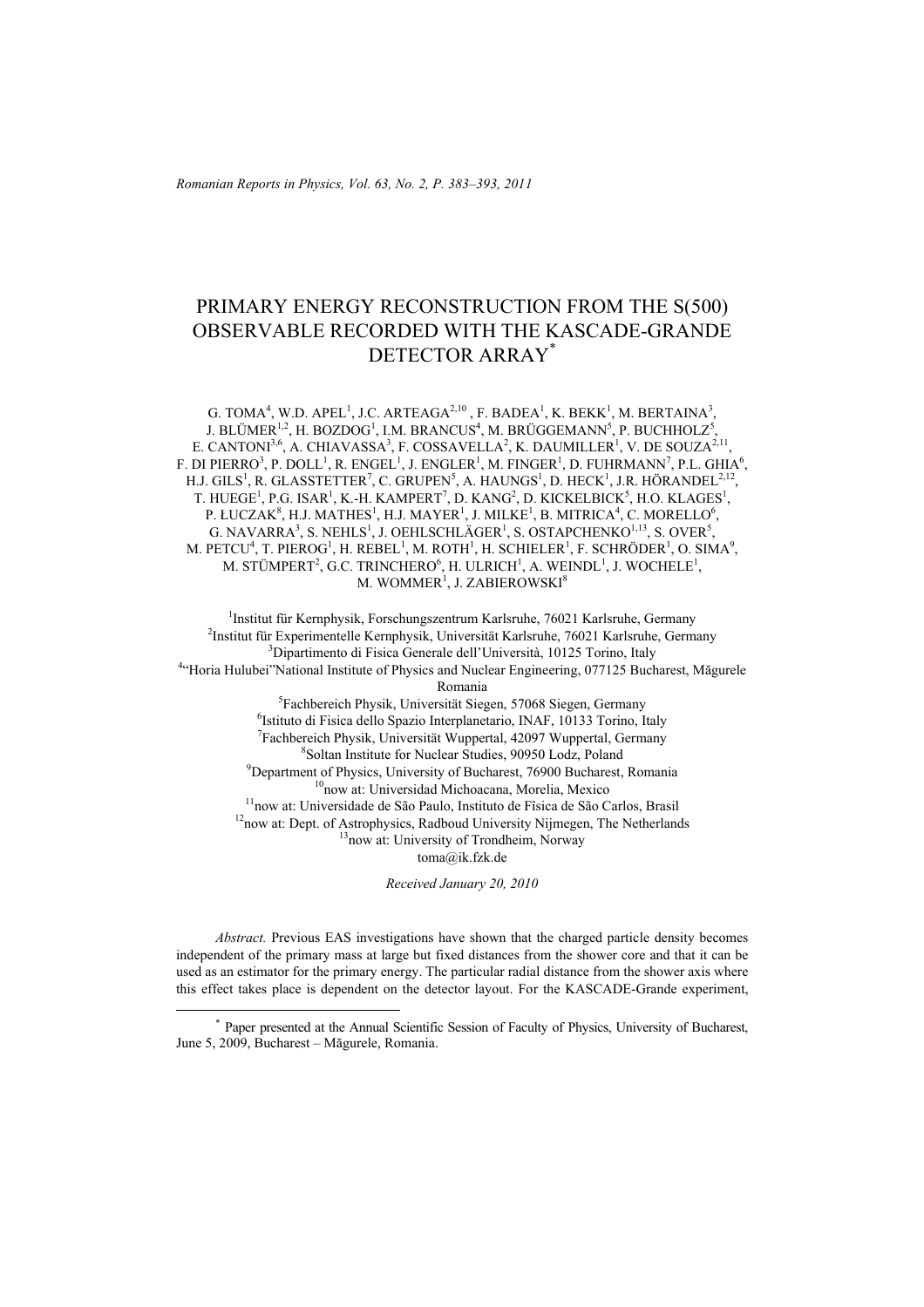# PRIMARY ENERGY RECONSTRUCTION FROM THE S(500) OBSERVABLE RECORDED WITH THE KASCADE-GRANDE DETECTOR ARRAY*

G. TOMA[4], W.D. APEL[1], J.C. ARTEAGA[2,10], F. BADEA[1], K. BEKK[1], M. BERTAINA[3], J. BLÜMER[1,2], H. BOZDOG[1], I.M. BRANCUS[4], M. BRÜGGEMANN[5], P. BUCHHOLZ[5], E. CANTONI[3,6], A. CHIAVASSA[3], F. COSSAVELLA[2], K. DAUMILLER[1], V. DE SOUZA[2,11], F. DI PIERRO[3], P. DOLL[1], R. ENGEL[1], J. ENGLER[1], M. FINGER[1], D. FUHRMANN[7], P.L. GHIA[6], H.J. GILS[1], R. GLASSTETTER[7], C. GRUPEN[5], A. HAUNGS[1], D. HECK[1], J.R. HÖRANDEL[2,12], T. HUEGE[1], P.G. ISAR[1], K.-H. KAMPERT[7], D. KANG[2], D. KICKELBICK[5], H.O. KLAGES[1], P. ŁUCZAK[8], H.J. MATHES[1], H.J. MAYER[1], J. MILKE[1], B. MITRICA[4], C. MORELLO[6], G. NAVARRA[3], S. NEHLS[1], J. OEHLSCHLÄGER[1], S. OSTAPCHENKO[1,13], S. OVER[5], M. PETCU[4], T. PIEROG[1], H. REBEL[1], M. ROTH[1], H. SCHIELER[1], F. SCHRÖDER[1], O. SIMA[9], M. STÜMPERT[2], G.C. TRINCHERO[6], H. ULRICH[1], A. WEINDL[1], J. WOCHELE[1], M. WOMMER[1], J. ZABIEROWSKI[8]

[1]Institut für Kernphysik, Forschungszentrum Karlsruhe, 76021 Karlsruhe, Germany
[2]Institut für Experimentelle Kernphysik, Universität Karlsruhe, 76021 Karlsruhe, Germany
[3]Dipartimento di Fisica Generale dell'Università, 10125 Torino, Italy
[4]"Horia Hulubei"National Institute of Physics and Nuclear Engineering, 077125 Bucharest, Măgurele Romania
[5]Fachbereich Physik, Universität Siegen, 57068 Siegen, Germany
[6]Istituto di Fisica dello Spazio Interplanetario, INAF, 10133 Torino, Italy
[7]Fachbereich Physik, Universität Wuppertal, 42097 Wuppertal, Germany
[8]Soltan Institute for Nuclear Studies, 90950 Lodz, Poland
[9]Department of Physics, University of Bucharest, 76900 Bucharest, Romania
[10]now at: Universidad Michoacana, Morelia, Mexico
[11]now at: Universidade de São Paulo, Instituto de Fîsica de São Carlos, Brasil
[12]now at: Dept. of Astrophysics, Radboud University Nijmegen, The Netherlands
[13]now at: University of Trondheim, Norway
toma@ik.fzk.de

*Received January 20, 2010*

*Abstract.* Previous EAS investigations have shown that the charged particle density becomes independent of the primary mass at large but fixed distances from the shower core and that it can be used as an estimator for the primary energy. The particular radial distance from the shower axis where this effect takes place is dependent on the detector layout. For the KASCADE-Grande experiment,

* Paper presented at the Annual Scientific Session of Faculty of Physics, University of Bucharest, June 5, 2009, Bucharest – Măgurele, Romania.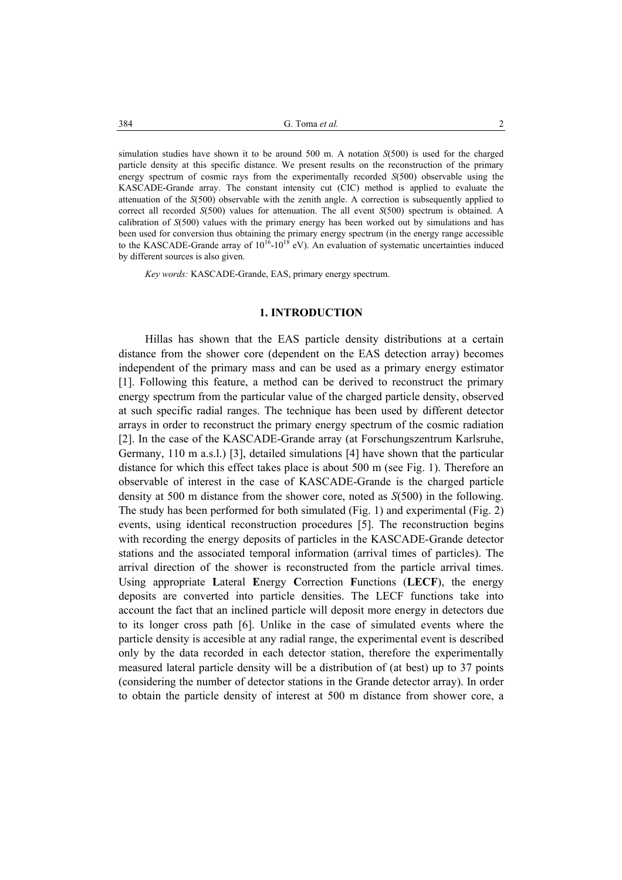simulation studies have shown it to be around 500 m. A notation $S(500)$ is used for the charged particle density at this specific distance. We present results on the reconstruction of the primary energy spectrum of cosmic rays from the experimentally recorded $S(500)$ observable using the KASCADE-Grande array. The constant intensity cut (CIC) method is applied to evaluate the attenuation of the $S(500)$ observable with the zenith angle. A correction is subsequently applied to correct all recorded $S(500)$ values for attenuation. The all event $S(500)$ spectrum is obtained. A calibration of $S(500)$ values with the primary energy has been worked out by simulations and has been used for conversion thus obtaining the primary energy spectrum (in the energy range accessible to the KASCADE-Grande array of $10^{16}$-$10^{18}$ eV). An evaluation of systematic uncertainties induced by different sources is also given.

*Key words:* KASCADE-Grande, EAS, primary energy spectrum.

## 1. INTRODUCTION

Hillas has shown that the EAS particle density distributions at a certain distance from the shower core (dependent on the EAS detection array) becomes independent of the primary mass and can be used as a primary energy estimator [1]. Following this feature, a method can be derived to reconstruct the primary energy spectrum from the particular value of the charged particle density, observed at such specific radial ranges. The technique has been used by different detector arrays in order to reconstruct the primary energy spectrum of the cosmic radiation [2]. In the case of the KASCADE-Grande array (at Forschungszentrum Karlsruhe, Germany, 110 m a.s.l.) [3], detailed simulations [4] have shown that the particular distance for which this effect takes place is about 500 m (see Fig. 1). Therefore an observable of interest in the case of KASCADE-Grande is the charged particle density at 500 m distance from the shower core, noted as $S(500)$ in the following. The study has been performed for both simulated (Fig. 1) and experimental (Fig. 2) events, using identical reconstruction procedures [5]. The reconstruction begins with recording the energy deposits of particles in the KASCADE-Grande detector stations and the associated temporal information (arrival times of particles). The arrival direction of the shower is reconstructed from the particle arrival times. Using appropriate **L**ateral **E**nergy **C**orrection **F**unctions (**LECF**), the energy deposits are converted into particle densities. The LECF functions take into account the fact that an inclined particle will deposit more energy in detectors due to its longer cross path [6]. Unlike in the case of simulated events where the particle density is accesible at any radial range, the experimental event is described only by the data recorded in each detector station, therefore the experimentally measured lateral particle density will be a distribution of (at best) up to 37 points (considering the number of detector stations in the Grande detector array). In order to obtain the particle density of interest at 500 m distance from shower core, a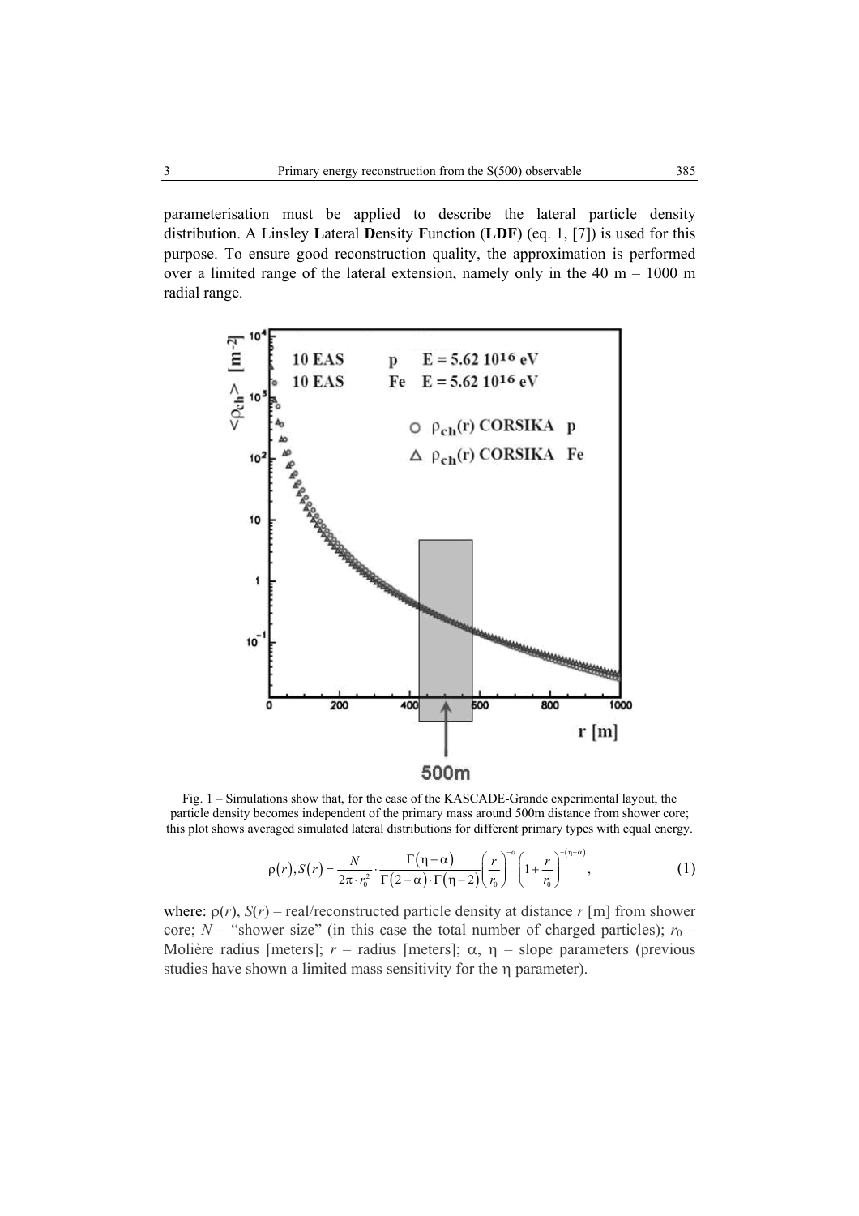parameterisation must be applied to describe the lateral particle density distribution. A Linsley **L**ateral **D**ensity **F**unction (**LDF**) (eq. 1, [7]) is used for this purpose. To ensure good reconstruction quality, the approximation is performed over a limited range of the lateral extension, namely only in the 40 m – 1000 m radial range.

Fig. 1 – Simulations show that, for the case of the KASCADE-Grande experimental layout, the particle density becomes independent of the primary mass around 500m distance from shower core; this plot shows averaged simulated lateral distributions for different primary types with equal energy.

$$\rho(r), S(r) = \frac{N}{2\pi \cdot r_0^2} \cdot \frac{\Gamma(\eta - \alpha)}{\Gamma(2-\alpha) \cdot \Gamma(\eta - 2)} \left(\frac{r}{r_0}\right)^{-\alpha} \left(1 + \frac{r}{r_0}\right)^{-(\eta - \alpha)}, \tag{1}$$

where: $\rho(r)$, $S(r)$ – real/reconstructed particle density at distance $r$ [m] from shower core; $N$ – "shower size" (in this case the total number of charged particles); $r_0$ – Molière radius [meters]; $r$ – radius [meters]; $\alpha$, $\eta$ – slope parameters (previous studies have shown a limited mass sensitivity for the $\eta$ parameter).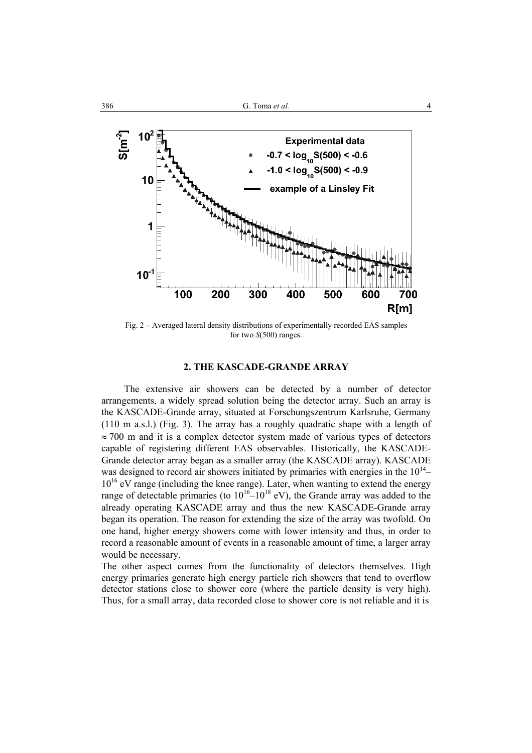Fig. 2 – Averaged lateral density distributions of experimentally recorded EAS samples for two $S(500)$ ranges.

## 2. THE KASCADE-GRANDE ARRAY

The extensive air showers can be detected by a number of detector arrangements, a widely spread solution being the detector array. Such an array is the KASCADE-Grande array, situated at Forschungszentrum Karlsruhe, Germany (110 m a.s.l.) (Fig. 3). The array has a roughly quadratic shape with a length of $\approx 700$ m and it is a complex detector system made of various types of detectors capable of registering different EAS observables. Historically, the KASCADE-Grande detector array began as a smaller array (the KASCADE array). KASCADE was designed to record air showers initiated by primaries with energies in the $10^{14}$–$10^{16}$ eV range (including the knee range). Later, when wanting to extend the energy range of detectable primaries (to $10^{16}$–$10^{18}$ eV), the Grande array was added to the already operating KASCADE array and thus the new KASCADE-Grande array began its operation. The reason for extending the size of the array was twofold. On one hand, higher energy showers come with lower intensity and thus, in order to record a reasonable amount of events in a reasonable amount of time, a larger array would be necessary.

The other aspect comes from the functionality of detectors themselves. High energy primaries generate high energy particle rich showers that tend to overflow detector stations close to shower core (where the particle density is very high). Thus, for a small array, data recorded close to shower core is not reliable and it is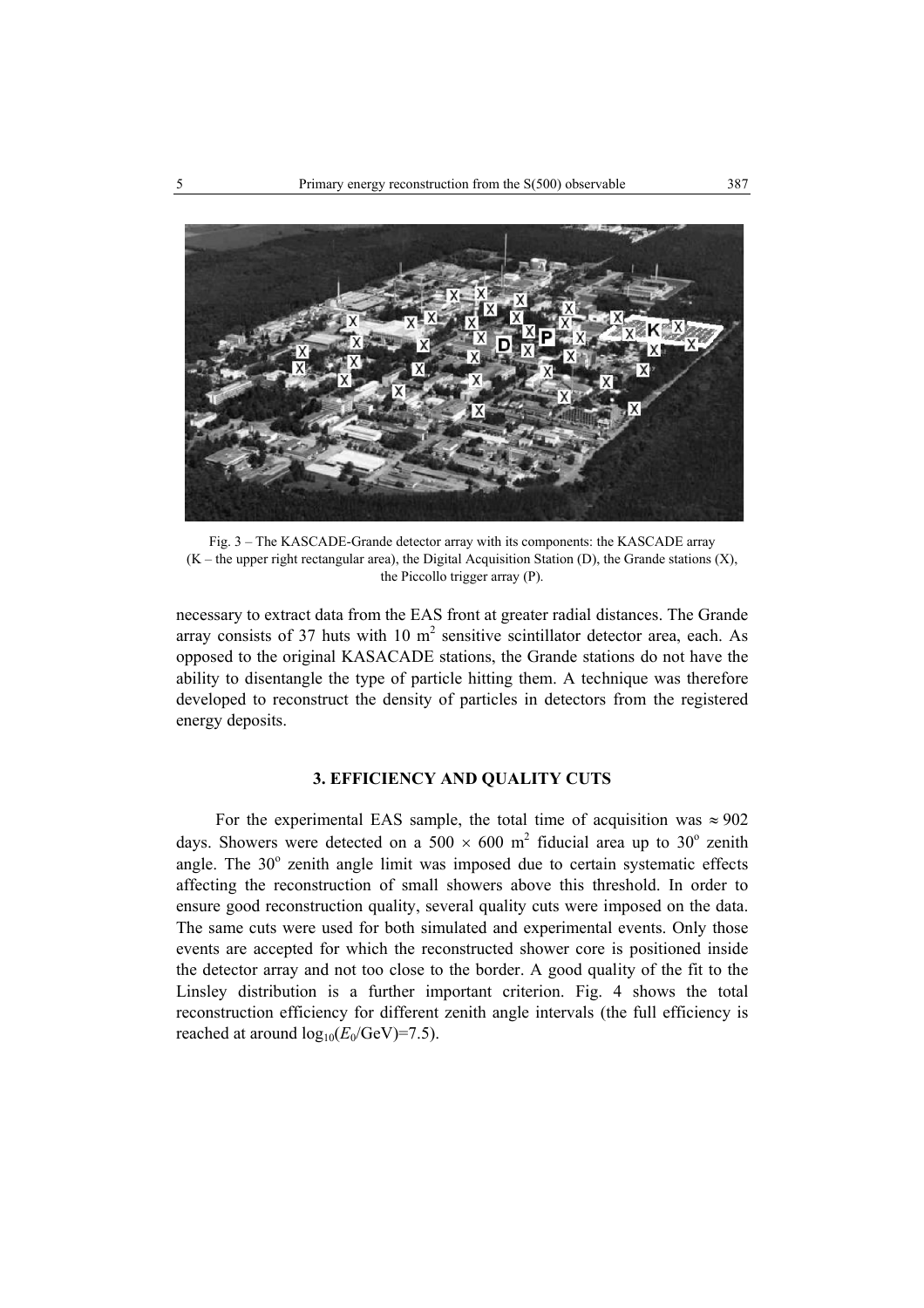Fig. 3 – The KASCADE-Grande detector array with its components: the KASCADE array (K – the upper right rectangular area), the Digital Acquisition Station (D), the Grande stations (X), the Piccollo trigger array (P).

necessary to extract data from the EAS front at greater radial distances. The Grande array consists of 37 huts with 10 $m^2$ sensitive scintillator detector area, each. As opposed to the original KASACADE stations, the Grande stations do not have the ability to disentangle the type of particle hitting them. A technique was therefore developed to reconstruct the density of particles in detectors from the registered energy deposits.

## 3. EFFICIENCY AND QUALITY CUTS

For the experimental EAS sample, the total time of acquisition was $\approx 902$ days. Showers were detected on a $500 \times 600$ $m^2$ fiducial area up to $30^o$ zenith angle. The $30^o$ zenith angle limit was imposed due to certain systematic effects affecting the reconstruction of small showers above this threshold. In order to ensure good reconstruction quality, several quality cuts were imposed on the data. The same cuts were used for both simulated and experimental events. Only those events are accepted for which the reconstructed shower core is positioned inside the detector array and not too close to the border. A good quality of the fit to the Linsley distribution is a further important criterion. Fig. 4 shows the total reconstruction efficiency for different zenith angle intervals (the full efficiency is reached at around $\log_{10}(E_0/\text{GeV})=7.5$).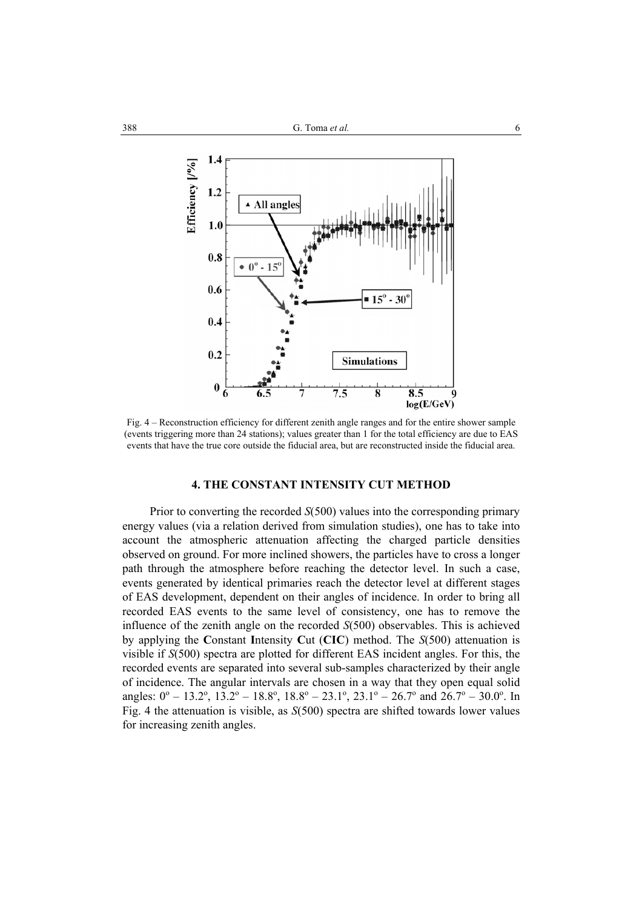Fig. 4 – Reconstruction efficiency for different zenith angle ranges and for the entire shower sample (events triggering more than 24 stations); values greater than 1 for the total efficiency are due to EAS events that have the true core outside the fiducial area, but are reconstructed inside the fiducial area.

## 4. THE CONSTANT INTENSITY CUT METHOD

Prior to converting the recorded $S(500)$ values into the corresponding primary energy values (via a relation derived from simulation studies), one has to take into account the atmospheric attenuation affecting the charged particle densities observed on ground. For more inclined showers, the particles have to cross a longer path through the atmosphere before reaching the detector level. In such a case, events generated by identical primaries reach the detector level at different stages of EAS development, dependent on their angles of incidence. In order to bring all recorded EAS events to the same level of consistency, one has to remove the influence of the zenith angle on the recorded $S(500)$ observables. This is achieved by applying the **C**onstant **I**ntensity **C**ut (**CIC**) method. The $S(500)$ attenuation is visible if $S(500)$ spectra are plotted for different EAS incident angles. For this, the recorded events are separated into several sub-samples characterized by their angle of incidence. The angular intervals are chosen in a way that they open equal solid angles: $0^{o} - 13.2^{o}$, $13.2^{o} - 18.8^{o}$, $18.8^{o} - 23.1^{o}$, $23.1^{o} - 26.7^{o}$ and $26.7^{o} - 30.0^{o}$. In Fig. 4 the attenuation is visible, as $S(500)$ spectra are shifted towards lower values for increasing zenith angles.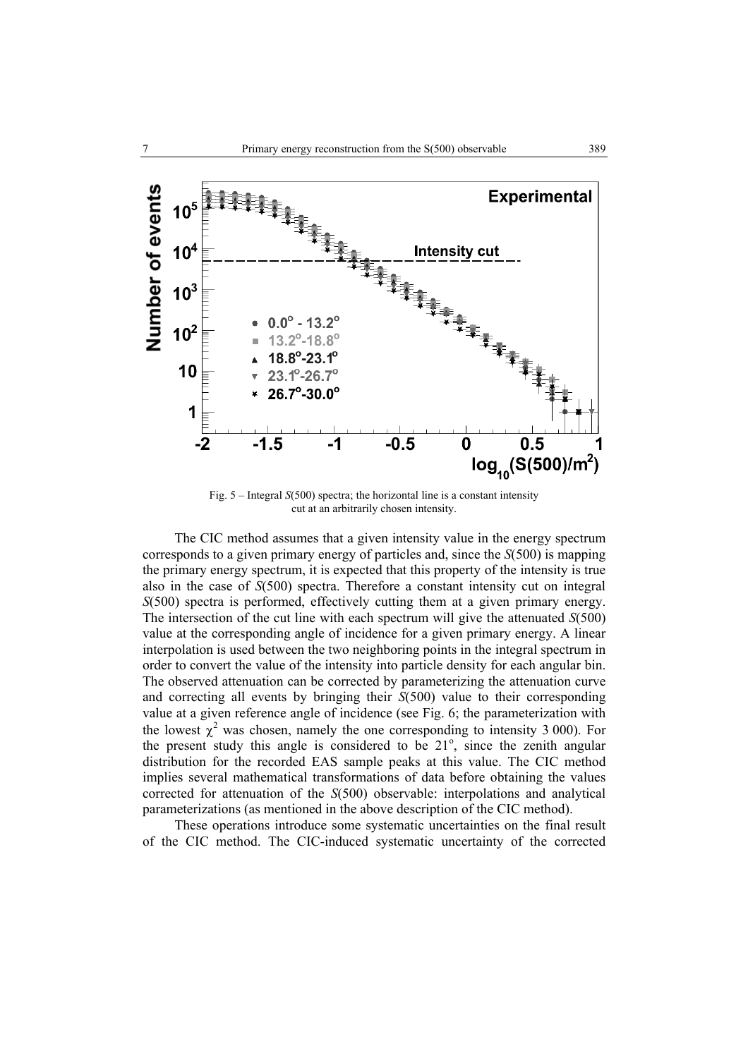Fig. 5 – Integral $S(500)$ spectra; the horizontal line is a constant intensity cut at an arbitrarily chosen intensity.

The CIC method assumes that a given intensity value in the energy spectrum corresponds to a given primary energy of particles and, since the $S(500)$ is mapping the primary energy spectrum, it is expected that this property of the intensity is true also in the case of $S(500)$ spectra. Therefore a constant intensity cut on integral $S(500)$ spectra is performed, effectively cutting them at a given primary energy. The intersection of the cut line with each spectrum will give the attenuated $S(500)$ value at the corresponding angle of incidence for a given primary energy. A linear interpolation is used between the two neighboring points in the integral spectrum in order to convert the value of the intensity into particle density for each angular bin. The observed attenuation can be corrected by parameterizing the attenuation curve and correcting all events by bringing their $S(500)$ value to their corresponding value at a given reference angle of incidence (see Fig. 6; the parameterization with the lowest $\chi^2$ was chosen, namely the one corresponding to intensity 3 000). For the present study this angle is considered to be $21^{\circ}$, since the zenith angular distribution for the recorded EAS sample peaks at this value. The CIC method implies several mathematical transformations of data before obtaining the values corrected for attenuation of the $S(500)$ observable: interpolations and analytical parameterizations (as mentioned in the above description of the CIC method).

These operations introduce some systematic uncertainties on the final result of the CIC method. The CIC-induced systematic uncertainty of the corrected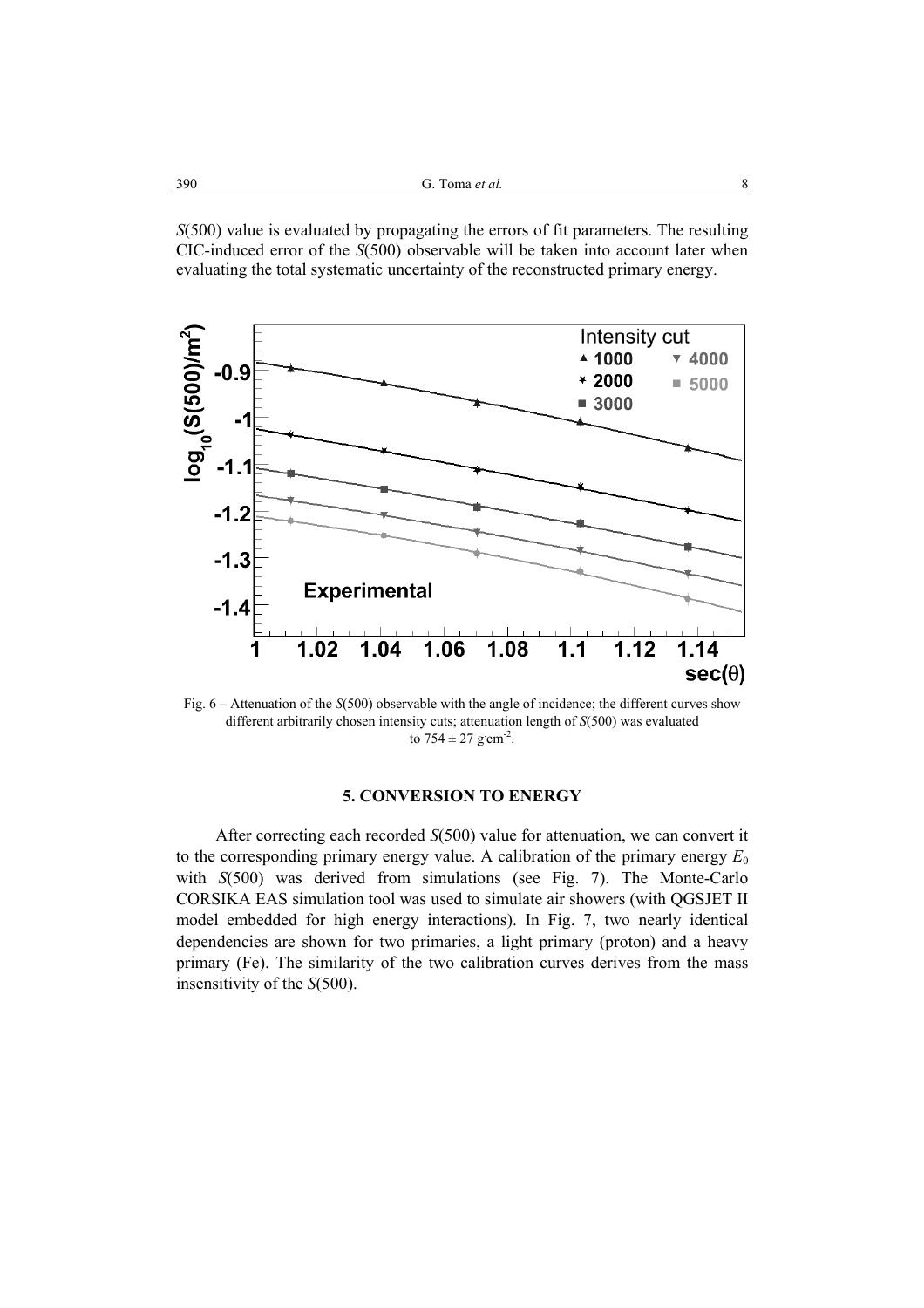$S(500)$ value is evaluated by propagating the errors of fit parameters. The resulting CIC-induced error of the $S(500)$ observable will be taken into account later when evaluating the total systematic uncertainty of the reconstructed primary energy.

Fig. 6 – Attenuation of the $S(500)$ observable with the angle of incidence; the different curves show different arbitrarily chosen intensity cuts; attenuation length of $S(500)$ was evaluated to $754 \pm 27$ g cm$^{-2}$.

## 5. CONVERSION TO ENERGY

After correcting each recorded $S(500)$ value for attenuation, we can convert it to the corresponding primary energy value. A calibration of the primary energy $E_0$ with $S(500)$ was derived from simulations (see Fig. 7). The Monte-Carlo CORSIKA EAS simulation tool was used to simulate air showers (with QGSJET II model embedded for high energy interactions). In Fig. 7, two nearly identical dependencies are shown for two primaries, a light primary (proton) and a heavy primary (Fe). The similarity of the two calibration curves derives from the mass insensitivity of the $S(500)$.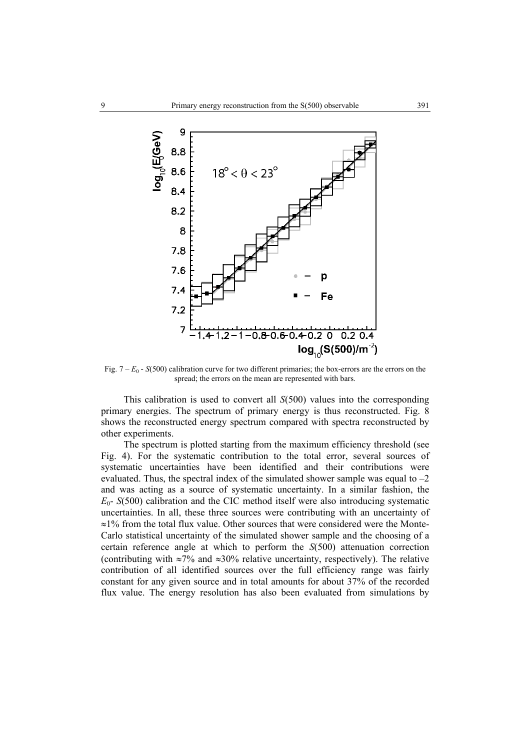Fig. 7 – $E_0$ - $S(500)$ calibration curve for two different primaries; the box-errors are the errors on the spread; the errors on the mean are represented with bars.

This calibration is used to convert all $S(500)$ values into the corresponding primary energies. The spectrum of primary energy is thus reconstructed. Fig. 8 shows the reconstructed energy spectrum compared with spectra reconstructed by other experiments.

The spectrum is plotted starting from the maximum efficiency threshold (see Fig. 4). For the systematic contribution to the total error, several sources of systematic uncertainties have been identified and their contributions were evaluated. Thus, the spectral index of the simulated shower sample was equal to $-2$ and was acting as a source of systematic uncertainty. In a similar fashion, the $E_0$- $S(500)$ calibration and the CIC method itself were also introducing systematic uncertainties. In all, these three sources were contributing with an uncertainty of $\approx$1% from the total flux value. Other sources that were considered were the Monte-Carlo statistical uncertainty of the simulated shower sample and the choosing of a certain reference angle at which to perform the $S(500)$ attenuation correction (contributing with $\approx$7% and $\approx$30% relative uncertainty, respectively). The relative contribution of all identified sources over the full efficiency range was fairly constant for any given source and in total amounts for about 37% of the recorded flux value. The energy resolution has also been evaluated from simulations by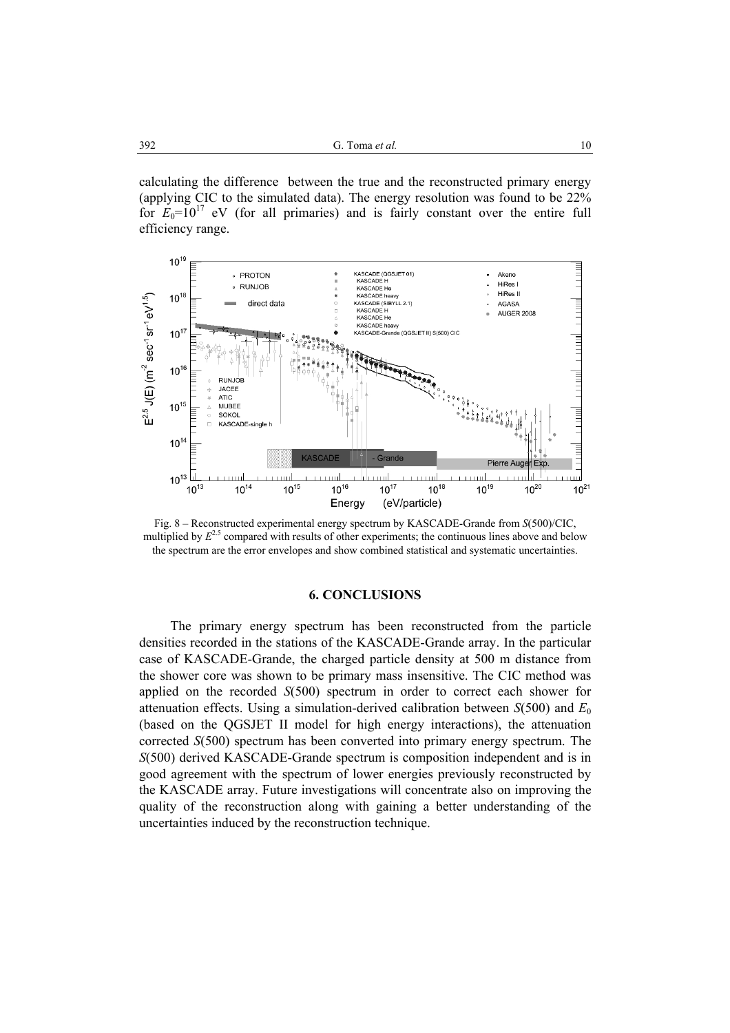calculating the difference between the true and the reconstructed primary energy (applying CIC to the simulated data). The energy resolution was found to be 22% for $E_0=10^{17}$ eV (for all primaries) and is fairly constant over the entire full efficiency range.

Fig. 8 – Reconstructed experimental energy spectrum by KASCADE-Grande from $S(500)$/CIC, multiplied by $E^{2.5}$ compared with results of other experiments; the continuous lines above and below the spectrum are the error envelopes and show combined statistical and systematic uncertainties.

## 6. CONCLUSIONS

The primary energy spectrum has been reconstructed from the particle densities recorded in the stations of the KASCADE-Grande array. In the particular case of KASCADE-Grande, the charged particle density at 500 m distance from the shower core was shown to be primary mass insensitive. The CIC method was applied on the recorded $S(500)$ spectrum in order to correct each shower for attenuation effects. Using a simulation-derived calibration between $S(500)$ and $E_0$ (based on the QGSJET II model for high energy interactions), the attenuation corrected $S(500)$ spectrum has been converted into primary energy spectrum. The $S(500)$ derived KASCADE-Grande spectrum is composition independent and is in good agreement with the spectrum of lower energies previously reconstructed by the KASCADE array. Future investigations will concentrate also on improving the quality of the reconstruction along with gaining a better understanding of the uncertainties induced by the reconstruction technique.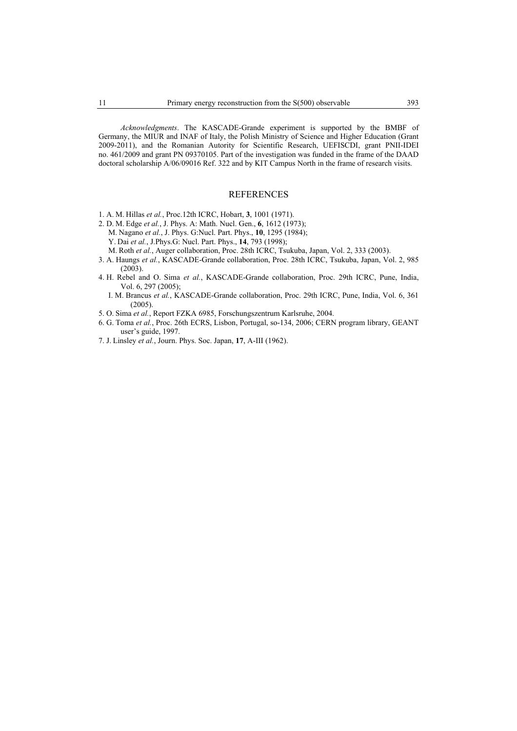*Acknowledgments*. The KASCADE-Grande experiment is supported by the BMBF of Germany, the MIUR and INAF of Italy, the Polish Ministry of Science and Higher Education (Grant 2009-2011), and the Romanian Autority for Scientific Research, UEFISCDI, grant PNII-IDEI no. 461/2009 and grant PN 09370105. Part of the investigation was funded in the frame of the DAAD doctoral scholarship A/06/09016 Ref. 322 and by KIT Campus North in the frame of research visits.

## REFERENCES

1. A. M. Hillas *et al.*, Proc.12th ICRC, Hobart, **3**, 1001 (1971).
2. D. M. Edge *et al.*, J. Phys. A: Math. Nucl. Gen., **6**, 1612 (1973);
   M. Nagano *et al.*, J. Phys. G:Nucl. Part. Phys., **10**, 1295 (1984);
   Y. Dai *et al.*, J.Phys.G: Nucl. Part. Phys., **14**, 793 (1998);
   M. Roth *et al.*, Auger collaboration, Proc. 28th ICRC, Tsukuba, Japan, Vol. 2, 333 (2003).
3. A. Haungs *et al.*, KASCADE-Grande collaboration, Proc. 28th ICRC, Tsukuba, Japan, Vol. 2, 985 (2003).
4. H. Rebel and O. Sima *et al.*, KASCADE-Grande collaboration, Proc. 29th ICRC, Pune, India, Vol. 6, 297 (2005);
   I. M. Brancus *et al.*, KASCADE-Grande collaboration, Proc. 29th ICRC, Pune, India, Vol. 6, 361 (2005).
5. O. Sima *et al.*, Report FZKA 6985, Forschungszentrum Karlsruhe, 2004.
6. G. Toma *et al.*, Proc. 26th ECRS, Lisbon, Portugal, so-134, 2006; CERN program library, GEANT user's guide, 1997.
7. J. Linsley *et al.*, Journ. Phys. Soc. Japan, **17**, A-III (1962).